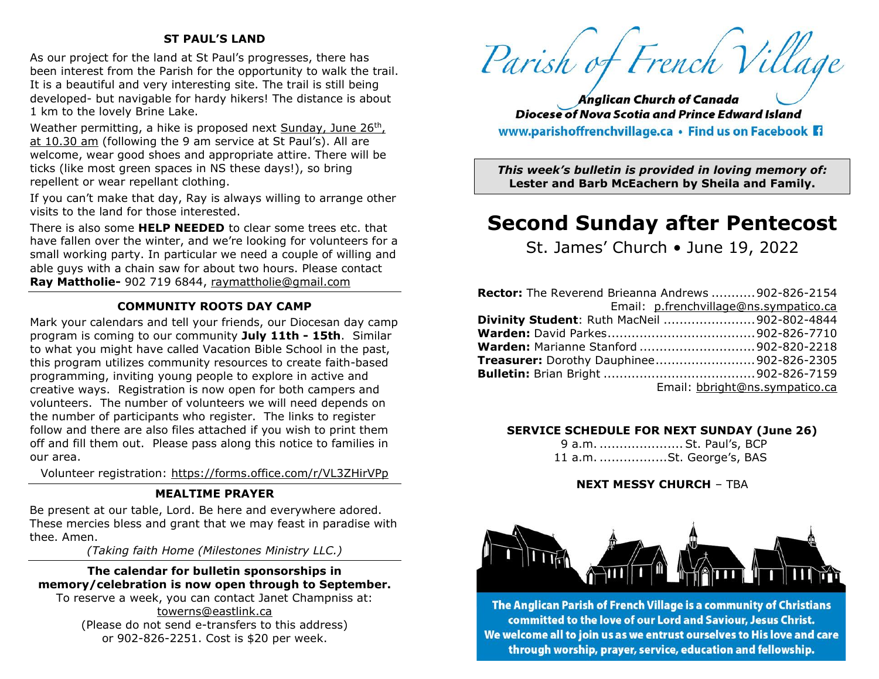## ST PAUL'S LAND

As our project for the land at St Paul's progresses, there has been interest from the Parish for the opportunity to walk the trail. It is a beautiful and very interesting site. The trail is still being developed- but navigable for hardy hikers! The distance is about 1 km to the lovely Brine Lake.

Weather permitting, a hike is proposed next Sunday, June 26th, at 10.30 am (following the 9 am service at St Paul's). All are welcome, wear good shoes and appropriate attire. There will be ticks (like most green spaces in NS these days!), so bring repellent or wear repellant clothing.

If you can't make that day, Ray is always willing to arrange other visits to the land for those interested.

There is also some **HELP NEEDED** to clear some trees etc. that have fallen over the winter, and we're looking for volunteers for a small working party. In particular we need a couple of willing and able guys with a chain saw for about two hours. Please contact **Ray Mattholie-** 902 719 6844, raymattholie@gmail.com

## COMMUNITY ROOTS DAY CAMP

Mark your calendars and tell your friends, our Diocesan day camp program is coming to our community **July 11th - 15th**. Similar to what you might have called Vacation Bible School in the past, this program utilizes community resources to create faith-based programming, inviting young people to explore in active and creative ways. Registration is now open for both campers and volunteers. The number of volunteers we will need depends on the number of participants who register. The links to register follow and there are also files attached if you wish to print them off and fill them out. Please pass along this notice to families in our area.

Volunteer registration: https://forms.office.com/r/VL3ZHirVPp

## MEALTIME PRAYER

Be present at our table, Lord. Be here and everywhere adored. These mercies bless and grant that we may feast in paradise with thee. Amen.

*(Taking faith Home (Milestones Ministry LLC.)*

**The calendar for bulletin sponsorships in memory/celebration is now open through to September.**

To reserve a week, you can contact Janet Champniss at: towerns@eastlink.ca

(Please do not send e-transfers to this address)

or 902-826-2251. Cost is $20 per week.

# Parish of French Village

***Anglican Church of Canada***

***Diocese of Nova Scotia and Prince Edward Island***

**www.parishoffrenchvillage.ca • Find us on Facebook**

***This week's bulletin is provided in loving memory of:***
**Lester and Barb McEachern by Sheila and Family.**

# Second Sunday after Pentecost

St. James' Church • June 19, 2022

**Rector:** The Reverend Brieanna Andrews ........... 902-826-2154
Email: p.frenchvillage@ns.sympatico.ca
**Divinity Student**: Ruth MacNeil ....................... 902-802-4844
**Warden:** David Parkes..................................... 902-826-7710
**Warden:** Marianne Stanford ............................. 902-820-2218
**Treasurer:** Dorothy Dauphinee......................... 902-826-2305
**Bulletin:** Brian Bright ...................................... 902-826-7159
Email: bbright@ns.sympatico.ca

**SERVICE SCHEDULE FOR NEXT SUNDAY (June 26)**

9 a.m. ..................... St. Paul's, BCP
11 a.m. .................St. George's, BAS

**NEXT MESSY CHURCH** – TBA

**The Anglican Parish of French Village is a community of Christians committed to the love of our Lord and Saviour, Jesus Christ. We welcome all to join us as we entrust ourselves to His love and care through worship, prayer, service, education and fellowship.**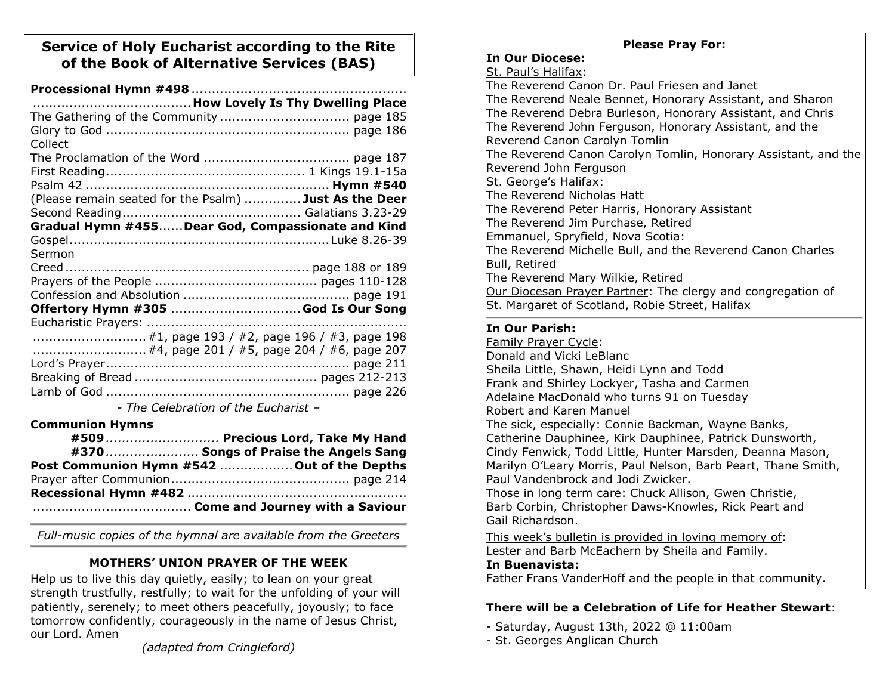## Service of Holy Eucharist according to the Rite of the Book of Alternative Services (BAS)

**Processional Hymn #498** .................................................. **How Lovely Is Thy Dwelling Place**
The Gathering of the Community ............................... page 185
Glory to God .......................................................... page 186
Collect
The Proclamation of the Word ................................... page 187
First Reading................................................ 1 Kings 19.1-15a
Psalm 42 ........................................................... **Hymn #540**
(Please remain seated for the Psalm) ............. **Just As the Deer**
Second Reading........................................... Galatians 3.23-29
**Gradual Hymn #455**......**Dear God, Compassionate and Kind**
Gospel................................................................Luke 8.26-39
Sermon
Creed........................................................... page 188 or 189
Prayers of the People ....................................... pages 110-128
Confession and Absolution ........................................ page 191
**Offertory Hymn #305** ................................**God Is Our Song**
Eucharistic Prayers: ...............................................................
............................#1, page 193 / #2, page 196 / #3, page 198
............................#4, page 201 / #5, page 204 / #6, page 207
Lord's Prayer........................................................... page 211
Breaking of Bread ........................................... pages 212-213
Lamb of God .......................................................... page 226

*- The Celebration of the Eucharist –*

**Communion Hymns**
**#509**........................... **Precious Lord, Take My Hand**
**#370**...................... **Songs of Praise the Angels Sang**
**Post Communion Hymn #542** .................. **Out of the Depths**
Prayer after Communion........................................... page 214
**Recessional Hymn #482** .................................................... **Come and Journey with a Saviour**

*Full-music copies of the hymnal are available from the Greeters*

### MOTHERS' UNION PRAYER OF THE WEEK

Help us to live this day quietly, easily; to lean on your great strength trustfully, restfully; to wait for the unfolding of your will patiently, serenely; to meet others peacefully, joyously; to face tomorrow confidently, courageously in the name of Jesus Christ, our Lord. Amen

*(adapted from Cringleford)*

### Please Pray For:

**In Our Diocese:**
St. Paul's Halifax:
The Reverend Canon Dr. Paul Friesen and Janet
The Reverend Neale Bennet, Honorary Assistant, and Sharon
The Reverend Debra Burleson, Honorary Assistant, and Chris
The Reverend John Ferguson, Honorary Assistant, and the Reverend Canon Carolyn Tomlin
The Reverend Canon Carolyn Tomlin, Honorary Assistant, and the Reverend John Ferguson
St. George's Halifax:
The Reverend Nicholas Hatt
The Reverend Peter Harris, Honorary Assistant
The Reverend Jim Purchase, Retired
Emmanuel, Spryfield, Nova Scotia:
The Reverend Michelle Bull, and the Reverend Canon Charles Bull, Retired
The Reverend Mary Wilkie, Retired
Our Diocesan Prayer Partner: The clergy and congregation of St. Margaret of Scotland, Robie Street, Halifax

**In Our Parish:**
Family Prayer Cycle:
Donald and Vicki LeBlanc
Sheila Little, Shawn, Heidi Lynn and Todd
Frank and Shirley Lockyer, Tasha and Carmen
Adelaine MacDonald who turns 91 on Tuesday
Robert and Karen Manuel
The sick, especially: Connie Backman, Wayne Banks, Catherine Dauphinee, Kirk Dauphinee, Patrick Dunsworth, Cindy Fenwick, Todd Little, Hunter Marsden, Deanna Mason, Marilyn O'Leary Morris, Paul Nelson, Barb Peart, Thane Smith, Paul Vandenbrock and Jodi Zwicker.
Those in long term care: Chuck Allison, Gwen Christie, Barb Corbin, Christopher Daws-Knowles, Rick Peart and Gail Richardson.

This week's bulletin is provided in loving memory of: Lester and Barb McEachern by Sheila and Family.

**In Buenavista:**
Father Frans VanderHoff and the people in that community.

**There will be a Celebration of Life for Heather Stewart**:

- Saturday, August 13th, 2022 @ 11:00am
- St. Georges Anglican Church